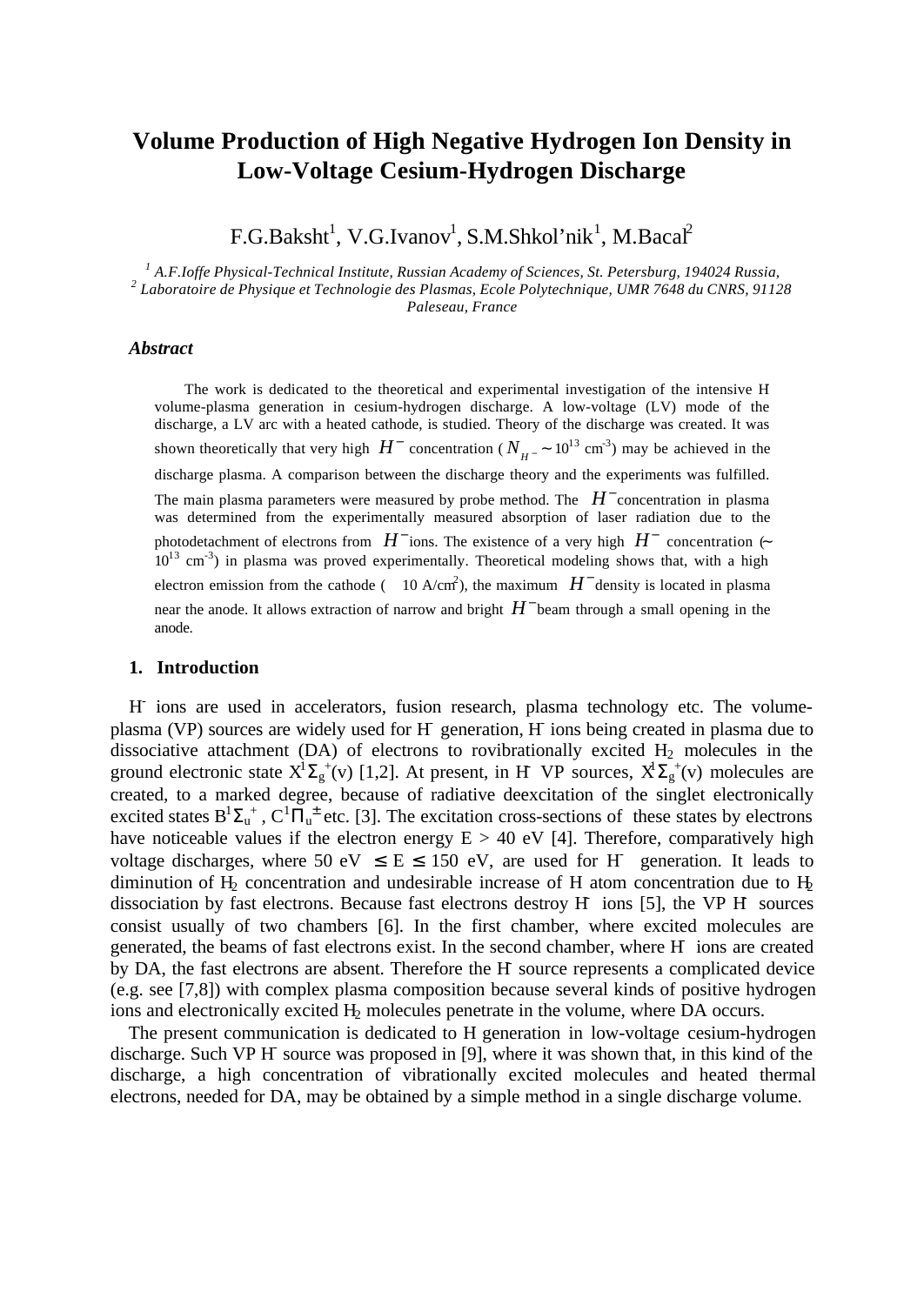# Volume Production of High Negative Hydrogen Ion Density in Low-Voltage Cesium-Hydrogen Discharge

F.G.Baksht[1], V.G.Ivanov[1], S.M.Shkol'nik[1], M.Bacal[2]

*[1] A.F.Ioffe Physical-Technical Institute, Russian Academy of Sciences, St. Petersburg, 194024 Russia,*
*[2] Laboratoire de Physique et Technologie des Plasmas, Ecole Polytechnique, UMR 7648 du CNRS, 91128 Paleseau, France*

### *Abstract*

The work is dedicated to the theoretical and experimental investigation of the intensive $H^-$ volume-plasma generation in cesium-hydrogen discharge. A low-voltage (LV) mode of the discharge, a LV arc with a heated cathode, is studied. Theory of the discharge was created. It was shown theoretically that very high $H^-$ concentration ($N_{H^-} \sim 10^{13}$ cm$^{-3}$) may be achieved in the discharge plasma. A comparison between the discharge theory and the experiments was fulfilled. The main plasma parameters were measured by probe method. The $H^-$ concentration in plasma was determined from the experimentally measured absorption of laser radiation due to the photodetachment of electrons from $H^-$ ions. The existence of a very high $H^-$ concentration ($\sim 10^{13}$ cm$^{-3}$) in plasma was proved experimentally. Theoretical modeling shows that, with a high electron emission from the cathode ($\geq$ 10 A/cm$^2$), the maximum $H^-$ density is located in plasma near the anode. It allows extraction of narrow and bright $H^-$ beam through a small opening in the anode.

## 1. Introduction

$H^-$ ions are used in accelerators, fusion research, plasma technology etc. The volume-plasma (VP) sources are widely used for $H^-$ generation, $H^-$ ions being created in plasma due to dissociative attachment (DA) of electrons to rovibrationally excited $H_2$ molecules in the ground electronic state $X^1\Sigma_g^+(v)$ [1,2]. At present, in $H^-$ VP sources, $X^1\Sigma_g^+(v)$ molecules are created, to a marked degree, because of radiative deexcitation of the singlet electronically excited states $B^1\Sigma_u^+$, $C^1\Pi_u^\pm$ etc. [3]. The excitation cross-sections of these states by electrons have noticeable values if the electron energy E > 40 eV [4]. Therefore, comparatively high voltage discharges, where 50 eV $\leq$ E $\leq$ 150 eV, are used for $H^-$ generation. It leads to diminution of $H_2$ concentration and undesirable increase of H atom concentration due to $H_2$ dissociation by fast electrons. Because fast electrons destroy $H^-$ ions [5], the VP $H^-$ sources consist usually of two chambers [6]. In the first chamber, where excited molecules are generated, the beams of fast electrons exist. In the second chamber, where $H^-$ ions are created by DA, the fast electrons are absent. Therefore the $H^-$ source represents a complicated device (e.g. see [7,8]) with complex plasma composition because several kinds of positive hydrogen ions and electronically excited $H_2$ molecules penetrate in the volume, where DA occurs.

The present communication is dedicated to $H^-$ generation in low-voltage cesium-hydrogen discharge. Such VP $H^-$ source was proposed in [9], where it was shown that, in this kind of the discharge, a high concentration of vibrationally excited molecules and heated thermal electrons, needed for DA, may be obtained by a simple method in a single discharge volume.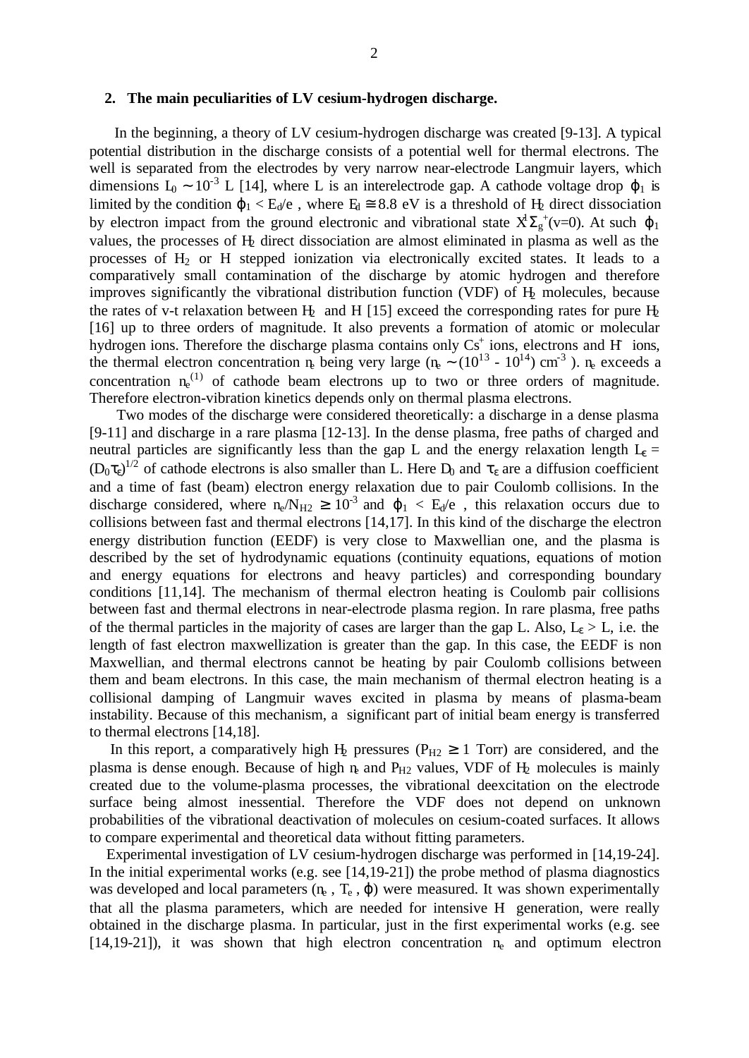## 2. The main peculiarities of LV cesium-hydrogen discharge.

In the beginning, a theory of LV cesium-hydrogen discharge was created [9-13]. A typical potential distribution in the discharge consists of a potential well for thermal electrons. The well is separated from the electrodes by very narrow near-electrode Langmuir layers, which dimensions $L_0 \sim 10^{-3}$ L [14], where L is an interelectrode gap. A cathode voltage drop $\varphi_1$ is limited by the condition $\varphi_1 < E_d/e$ , where $E_d \cong 8.8$ eV is a threshold of $H_2$ direct dissociation by electron impact from the ground electronic and vibrational state $X^1\Sigma_g^+(v=0)$. At such $\varphi_1$ values, the processes of $H_2$ direct dissociation are almost eliminated in plasma as well as the processes of $H_2$ or H stepped ionization via electronically excited states. It leads to a comparatively small contamination of the discharge by atomic hydrogen and therefore improves significantly the vibrational distribution function (VDF) of $H_2$ molecules, because the rates of v-t relaxation between $H_2$ and H [15] exceed the corresponding rates for pure $H_2$ [16] up to three orders of magnitude. It also prevents a formation of atomic or molecular hydrogen ions. Therefore the discharge plasma contains only $Cs^+$ ions, electrons and $H^-$ ions, the thermal electron concentration $n_e$ being very large ($n_e \sim (10^{13} - 10^{14})$ cm$^{-3}$ ). $n_e$ exceeds a concentration $n_e^{(1)}$ of cathode beam electrons up to two or three orders of magnitude. Therefore electron-vibration kinetics depends only on thermal plasma electrons.

Two modes of the discharge were considered theoretically: a discharge in a dense plasma [9-11] and discharge in a rare plasma [12-13]. In the dense plasma, free paths of charged and neutral particles are significantly less than the gap L and the energy relaxation length $L_\varepsilon = (D_0\tau_\varepsilon)^{1/2}$ of cathode electrons is also smaller than L. Here $D_0$ and $\tau_\varepsilon$ are a diffusion coefficient and a time of fast (beam) electron energy relaxation due to pair Coulomb collisions. In the discharge considered, where $n_e/N_{H2} \geq 10^{-3}$ and $\varphi_1 < E_d/e$ , this relaxation occurs due to collisions between fast and thermal electrons [14,17]. In this kind of the discharge the electron energy distribution function (EEDF) is very close to Maxwellian one, and the plasma is described by the set of hydrodynamic equations (continuity equations, equations of motion and energy equations for electrons and heavy particles) and corresponding boundary conditions [11,14]. The mechanism of thermal electron heating is Coulomb pair collisions between fast and thermal electrons in near-electrode plasma region. In rare plasma, free paths of the thermal particles in the majority of cases are larger than the gap L. Also, $L_\varepsilon > L$, i.e. the length of fast electron maxwellization is greater than the gap. In this case, the EEDF is non Maxwellian, and thermal electrons cannot be heating by pair Coulomb collisions between them and beam electrons. In this case, the main mechanism of thermal electron heating is a collisional damping of Langmuir waves excited in plasma by means of plasma-beam instability. Because of this mechanism, a significant part of initial beam energy is transferred to thermal electrons [14,18].

In this report, a comparatively high $H_2$ pressures ($P_{H2} \geq 1$ Torr) are considered, and the plasma is dense enough. Because of high $n_e$ and $P_{H2}$ values, VDF of $H_2$ molecules is mainly created due to the volume-plasma processes, the vibrational deexcitation on the electrode surface being almost inessential. Therefore the VDF does not depend on unknown probabilities of the vibrational deactivation of molecules on cesium-coated surfaces. It allows to compare experimental and theoretical data without fitting parameters.

Experimental investigation of cesium-hydrogen discharge was performed in [14,19-24]. In the initial experimental works (e.g. see [14,19-21]) the probe method of plasma diagnostics was developed and local parameters ($n_e$ , $T_e$ , $\varphi$) were measured. It was shown experimentally that all the plasma parameters, which are needed for intensive $H^-$ generation, were really obtained in the discharge plasma. In particular, just in the first experimental works (e.g. see [14,19-21]), it was shown that high electron concentration $n_e$ and optimum electron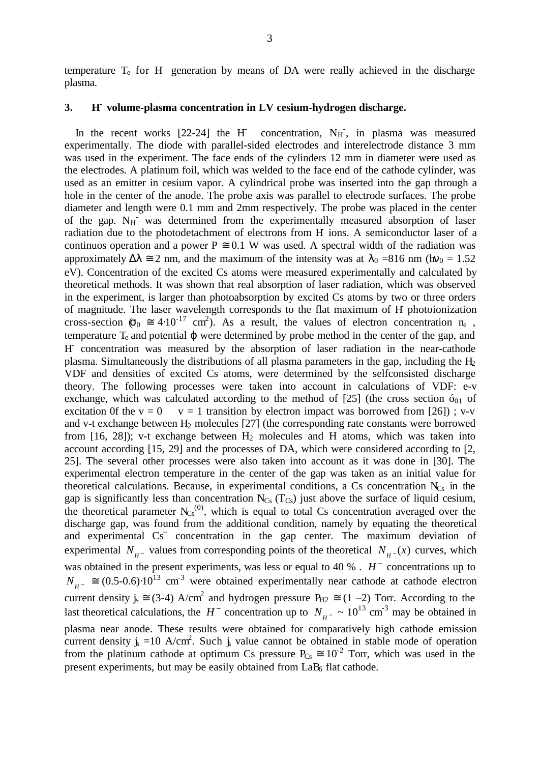temperature $T_e$ for $H^-$ generation by means of DA were really achieved in the discharge plasma.

## 3. $H^-$ volume-plasma concentration in LV cesium-hydrogen discharge.

In the recent works [22-24] the $H^-$ concentration, $N_{H^-}$, in plasma was measured experimentally. The diode with parallel-sided electrodes and interelectrode distance 3 mm was used in the experiment. The face ends of the cylinders 12 mm in diameter were used as the electrodes. A platinum foil, which was welded to the face end of the cathode cylinder, was used as an emitter in cesium vapor. A cylindrical probe was inserted into the gap through a hole in the center of the anode. The probe axis was parallel to electrode surfaces. The probe diameter and length were 0.1 mm and 2mm respectively. The probe was placed in the center of the gap. $N_{H^-}$ was determined from the experimentally measured absorption of laser radiation due to the photodetachment of electrons from $H^-$ ions. A semiconductor laser of a continuos operation and a power $P \cong 0.1$ W was used. A spectral width of the radiation was approximately $\Delta\lambda \cong 2$ nm, and the maximum of the intensity was at $\lambda_0 = 816$ nm ($h\nu_0 = 1.52$ eV). Concentration of the excited Cs atoms were measured experimentally and calculated by theoretical methods. It was shown that real absorption of laser radiation, which was observed in the experiment, is larger than photoabsorption by excited Cs atoms by two or three orders of magnitude. The laser wavelength corresponds to the flat maximum of $H^-$ photoionization cross-section ($\sigma_0 \cong 4\cdot10^{-17}$ cm$^2$). As a result, the values of electron concentration $n_e$, temperature $T_e$ and potential $\varphi$ were determined by probe method in the center of the gap, and $H^-$ concentration was measured by the absorption of laser radiation in the near-cathode plasma. Simultaneously the distributions of all plasma parameters in the gap, including the $H_2$ VDF and densities of excited Cs atoms, were determined by the selfconsisted discharge theory. The following processes were taken into account in calculations of VDF: e-v exchange, which was calculated according to the method of [25] (the cross section $\sigma_{01}$ of excitation 0f the v = 0 $\rightarrow$ v = 1 transition by electron impact was borrowed from [26]) ; v-v and v-t exchange between $H_2$ molecules [27] (the corresponding rate constants were borrowed from [16, 28]); v-t exchange between $H_2$ molecules and H atoms, which was taken into account according [15, 29] and the processes of DA, which were considered according to [2, 25]. The several other processes were also taken into account as it was done in [30]. The experimental electron temperature in the center of the gap was taken as an initial value for theoretical calculations. Because, in experimental conditions, a Cs concentration $N_{Cs}$ in the gap is significantly less than concentration $N_{Cs}(T_{Cs})$ just above the surface of liquid cesium, the theoretical parameter $N_{Cs}^{(0)}$, which is equal to total Cs concentration averaged over the discharge gap, was found from the additional condition, namely by equating the theoretical and experimental $Cs^+$ concentration in the gap center. The maximum deviation of experimental $N_{H^-}$ values from corresponding points of the theoretical $N_{H^-}(x)$ curves, which was obtained in the present experiments, was less or equal to 40 % . $H^-$ concentrations up to $N_{H^-} \cong (0.5\text{-}0.6)\cdot10^{13}$ cm$^{-3}$ were obtained experimentally near cathode at cathode electron current density $j_s \cong (3\text{-}4)$ A/cm$^2$ and hydrogen pressure $P_{H2} \cong (1-2)$ Torr. According to the last theoretical calculations, the $H^-$ concentration up to $N_{H^-} \sim 10^{13}$ cm$^{-3}$ may be obtained in plasma near anode. These results were obtained for comparatively high cathode emission current density $j_s = 10$ A/cm$^2$. Such $j_s$ value cannot be obtained in stable mode of operation from the platinum cathode at optimum Cs pressure $P_{Cs} \cong 10^{-2}$ Torr, which was used in the present experiments, but may be easily obtained from $LaB_6$ flat cathode.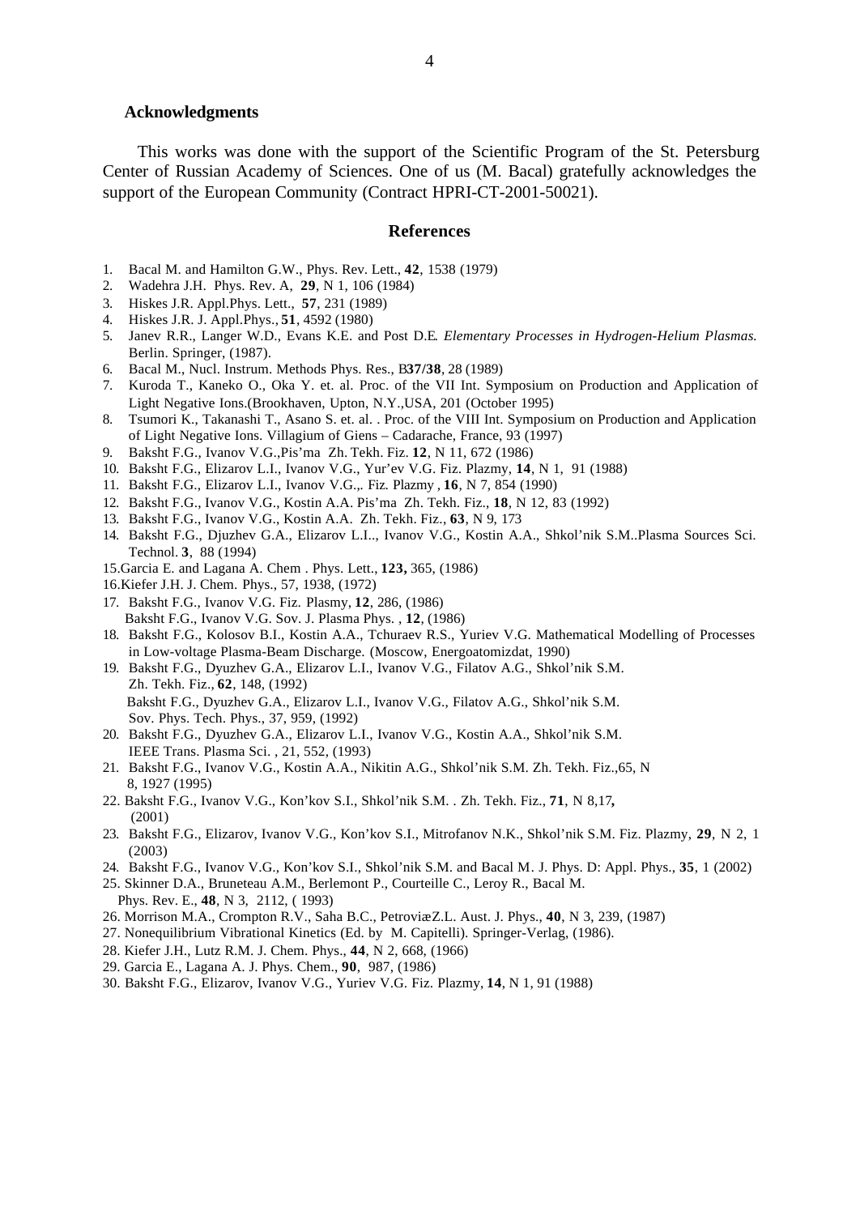**Acknowledgments**

This works was done with the support of the Scientific Program of the St. Petersburg Center of Russian Academy of Sciences. One of us (M. Bacal) gratefully acknowledges the support of the European Community (Contract HPRI-CT-2001-50021).

## References

1. Bacal M. and Hamilton G.W., Phys. Rev. Lett., **42**, 1538 (1979)
2. Wadehra J.H. Phys. Rev. A, **29**, N 1, 106 (1984)
3. Hiskes J.R. Appl.Phys. Lett., **57**, 231 (1989)
4. Hiskes J.R. J. Appl.Phys., **51**, 4592 (1980)
5. Janev R.R., Langer W.D., Evans K.E. and Post D.E. *Elementary Processes in Hydrogen-Helium Plasmas.* Berlin. Springer, (1987).
6. Bacal M., Nucl. Instrum. Methods Phys. Res., B**37/38**, 28 (1989)
7. Kuroda T., Kaneko O., Oka Y. et. al. Proc. of the VII Int. Symposium on Production and Application of Light Negative Ions.(Brookhaven, Upton, N.Y.,USA, 201 (October 1995)
8. Tsumori K., Takanashi T., Asano S. et. al. . Proc. of the VIII Int. Symposium on Production and Application of Light Negative Ions. Villagium of Giens – Cadarache, France, 93 (1997)
9. Baksht F.G., Ivanov V.G.,Pis'ma Zh. Tekh. Fiz. **12**, N 11, 672 (1986)
10. Baksht F.G., Elizarov L.I., Ivanov V.G., Yur'ev V.G. Fiz. Plazmy, **14**, N 1, 91 (1988)
11. Baksht F.G., Elizarov L.I., Ivanov V.G.,. Fiz. Plazmy , **16**, N 7, 854 (1990)
12. Baksht F.G., Ivanov V.G., Kostin A.A. Pis'ma Zh. Tekh. Fiz., **18**, N 12, 83 (1992)
13. Baksht F.G., Ivanov V.G., Kostin A.A. Zh. Tekh. Fiz., **63**, N 9, 173
14. Baksht F.G., Djuzhev G.A., Elizarov L.I.., Ivanov V.G., Kostin A.A., Shkol'nik S.M..Plasma Sources Sci. Technol. **3**, 88 (1994)
15. Garcia E. and Lagana A. Chem . Phys. Lett., **123,** 365, (1986)
16. Kiefer J.H. J. Chem. Phys., 57, 1938, (1972)
17. Baksht F.G., Ivanov V.G. Fiz. Plasmy, **12**, 286, (1986)
    Baksht F.G., Ivanov V.G. Sov. J. Plasma Phys. , **12**, (1986)
18. Baksht F.G., Kolosov B.I., Kostin A.A., Tchuraev R.S., Yuriev V.G. Mathematical Modelling of Processes in Low-voltage Plasma-Beam Discharge. (Moscow, Energoatomizdat, 1990)
19. Baksht F.G., Dyuzhev G.A., Elizarov L.I., Ivanov V.G., Filatov A.G., Shkol'nik S.M. Zh. Tekh. Fiz., **62**, 148, (1992)
    Baksht F.G., Dyuzhev G.A., Elizarov L.I., Ivanov V.G., Filatov A.G., Shkol'nik S.M. Sov. Phys. Tech. Phys., 37, 959, (1992)
20. Baksht F.G., Dyuzhev G.A., Elizarov L.I., Ivanov V.G., Kostin A.A., Shkol'nik S.M. IEEE Trans. Plasma Sci. , 21, 552, (1993)
21. Baksht F.G., Ivanov V.G., Kostin A.A., Nikitin A.G., Shkol'nik S.M. Zh. Tekh. Fiz.,65, N 8, 1927 (1995)
22. Baksht F.G., Ivanov V.G., Kon'kov S.I., Shkol'nik S.M. . Zh. Tekh. Fiz., **71**, N 8,17**,** (2001)
23. Baksht F.G., Elizarov, Ivanov V.G., Kon'kov S.I., Mitrofanov N.K., Shkol'nik S.M. Fiz. Plazmy, **29**, N 2, 1 (2003)
24. Baksht F.G., Ivanov V.G., Kon'kov S.I., Shkol'nik S.M. and Bacal M. J. Phys. D: Appl. Phys., **35**, 1 (2002)
25. Skinner D.A., Bruneteau A.M., Berlemont P., Courteille C., Leroy R., Bacal M. Phys. Rev. E., **48**, N 3, 2112, ( 1993)
26. Morrison M.A., Crompton R.V., Saha B.C., PetroviæZ.L. Aust. J. Phys., **40**, N 3, 239, (1987)
27. Nonequilibrium Vibrational Kinetics (Ed. by M. Capitelli). Springer-Verlag, (1986).
28. Kiefer J.H., Lutz R.M. J. Chem. Phys., **44**, N 2, 668, (1966)
29. Garcia E., Lagana A. J. Phys. Chem., **90**, 987, (1986)
30. Baksht F.G., Elizarov, Ivanov V.G., Yuriev V.G. Fiz. Plazmy, **14**, N 1, 91 (1988)